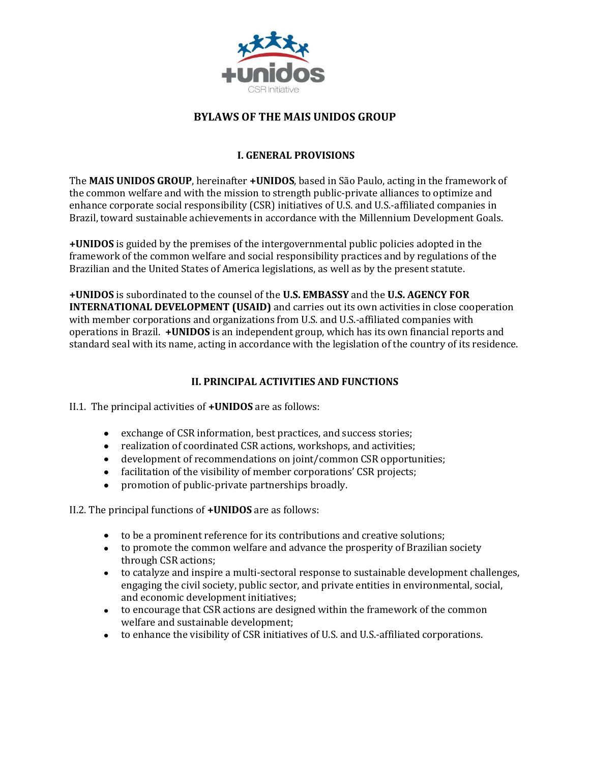# BYLAWS OF THE MAIS UNIDOS GROUP

## I. GENERAL PROVISIONS

The **MAIS UNIDOS GROUP**, hereinafter **+UNIDOS**, based in São Paulo, acting in the framework of the common welfare and with the mission to strength public-private alliances to optimize and enhance corporate social responsibility (CSR) initiatives of U.S. and U.S.-affiliated companies in Brazil, toward sustainable achievements in accordance with the Millennium Development Goals.

**+UNIDOS** is guided by the premises of the intergovernmental public policies adopted in the framework of the common welfare and social responsibility practices and by regulations of the Brazilian and the United States of America legislations, as well as by the present statute.

**+UNIDOS** is subordinated to the counsel of the **U.S. EMBASSY** and the **U.S. AGENCY FOR INTERNATIONAL DEVELOPMENT (USAID)** and carries out its own activities in close cooperation with member corporations and organizations from U.S. and U.S.-affiliated companies with operations in Brazil. **+UNIDOS** is an independent group, which has its own financial reports and standard seal with its name, acting in accordance with the legislation of the country of its residence.

## II. PRINCIPAL ACTIVITIES AND FUNCTIONS

II.1. The principal activities of **+UNIDOS** are as follows:

- exchange of CSR information, best practices, and success stories;
- realization of coordinated CSR actions, workshops, and activities;
- development of recommendations on joint/common CSR opportunities;
- facilitation of the visibility of member corporations' CSR projects;
- promotion of public-private partnerships broadly.

II.2. The principal functions of **+UNIDOS** are as follows:

- to be a prominent reference for its contributions and creative solutions;
- to promote the common welfare and advance the prosperity of Brazilian society through CSR actions;
- to catalyze and inspire a multi-sectoral response to sustainable development challenges, engaging the civil society, public sector, and private entities in environmental, social, and economic development initiatives;
- to encourage that CSR actions are designed within the framework of the common welfare and sustainable development;
- to enhance the visibility of CSR initiatives of U.S. and U.S.-affiliated corporations.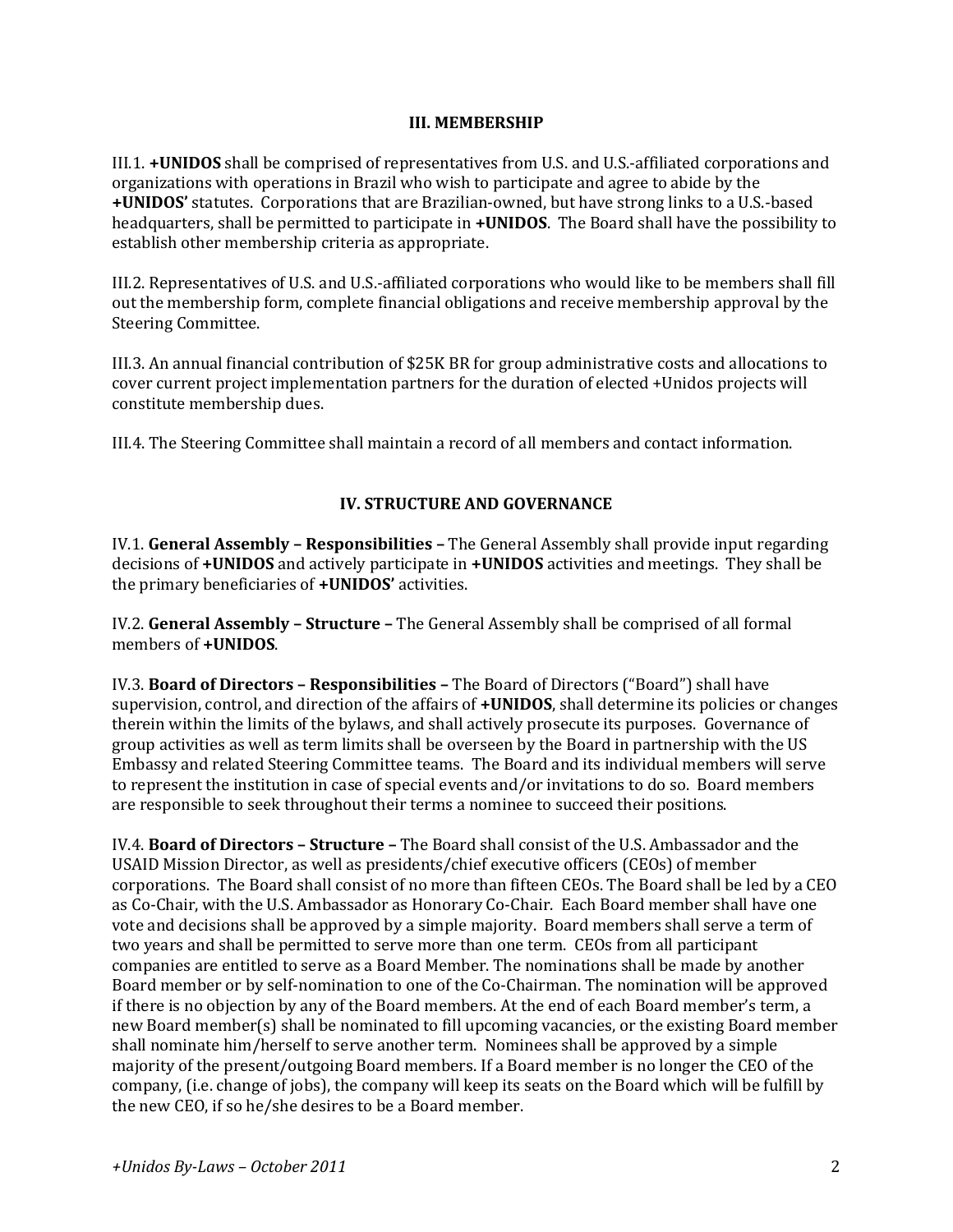## III. MEMBERSHIP

III.1. **+UNIDOS** shall be comprised of representatives from U.S. and U.S.-affiliated corporations and organizations with operations in Brazil who wish to participate and agree to abide by the **+UNIDOS'** statutes. Corporations that are Brazilian-owned, but have strong links to a U.S.-based headquarters, shall be permitted to participate in **+UNIDOS**. The Board shall have the possibility to establish other membership criteria as appropriate.

III.2. Representatives of U.S. and U.S.-affiliated corporations who would like to be members shall fill out the membership form, complete financial obligations and receive membership approval by the Steering Committee.

III.3. An annual financial contribution of $25K BR for group administrative costs and allocations to cover current project implementation partners for the duration of elected +Unidos projects will constitute membership dues.

III.4. The Steering Committee shall maintain a record of all members and contact information.

## IV. STRUCTURE AND GOVERNANCE

IV.1. **General Assembly – Responsibilities –** The General Assembly shall provide input regarding decisions of **+UNIDOS** and actively participate in **+UNIDOS** activities and meetings. They shall be the primary beneficiaries of **+UNIDOS'** activities.

IV.2. **General Assembly – Structure –** The General Assembly shall be comprised of all formal members of **+UNIDOS**.

IV.3. **Board of Directors – Responsibilities –** The Board of Directors ("Board") shall have supervision, control, and direction of the affairs of **+UNIDOS**, shall determine its policies or changes therein within the limits of the bylaws, and shall actively prosecute its purposes. Governance of group activities as well as term limits shall be overseen by the Board in partnership with the US Embassy and related Steering Committee teams. The Board and its individual members will serve to represent the institution in case of special events and/or invitations to do so. Board members are responsible to seek throughout their terms a nominee to succeed their positions.

IV.4. **Board of Directors – Structure –** The Board shall consist of the U.S. Ambassador and the USAID Mission Director, as well as presidents/chief executive officers (CEOs) of member corporations. The Board shall consist of no more than fifteen CEOs. The Board shall be led by a CEO as Co-Chair, with the U.S. Ambassador as Honorary Co-Chair. Each Board member shall have one vote and decisions shall be approved by a simple majority. Board members shall serve a term of two years and shall be permitted to serve more than one term. CEOs from all participant companies are entitled to serve as a Board Member. The nominations shall be made by another Board member or by self-nomination to one of the Co-Chairman. The nomination will be approved if there is no objection by any of the Board members. At the end of each Board member's term, a new Board member(s) shall be nominated to fill upcoming vacancies, or the existing Board member shall nominate him/herself to serve another term. Nominees shall be approved by a simple majority of the present/outgoing Board members. If a Board member is no longer the CEO of the company, (i.e. change of jobs), the company will keep its seats on the Board which will be fulfill by the new CEO, if so he/she desires to be a Board member.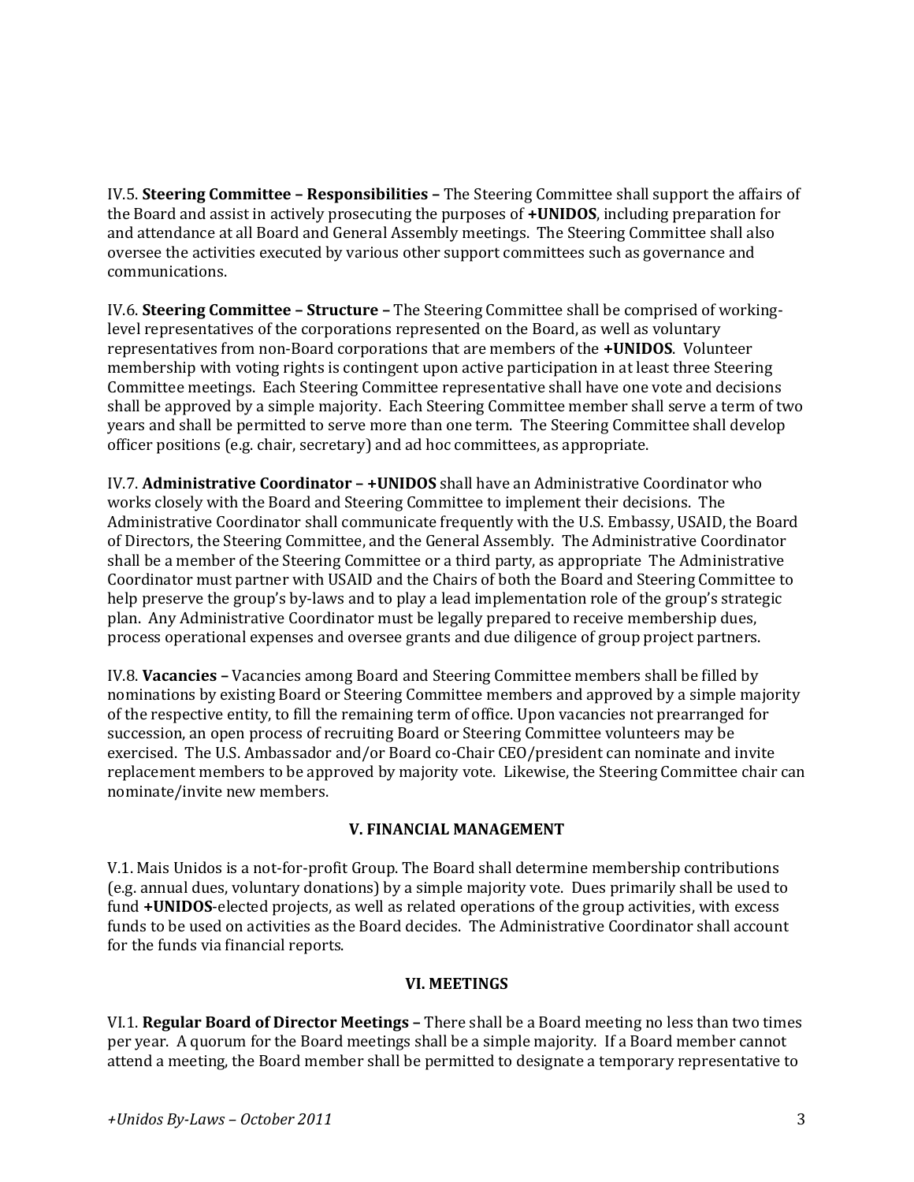IV.5. **Steering Committee – Responsibilities –** The Steering Committee shall support the affairs of the Board and assist in actively prosecuting the purposes of **+UNIDOS**, including preparation for and attendance at all Board and General Assembly meetings. The Steering Committee shall also oversee the activities executed by various other support committees such as governance and communications.

IV.6. **Steering Committee – Structure –** The Steering Committee shall be comprised of working-level representatives of the corporations represented on the Board, as well as voluntary representatives from non-Board corporations that are members of the **+UNIDOS**. Volunteer membership with voting rights is contingent upon active participation in at least three Steering Committee meetings. Each Steering Committee representative shall have one vote and decisions shall be approved by a simple majority. Each Steering Committee member shall serve a term of two years and shall be permitted to serve more than one term. The Steering Committee shall develop officer positions (e.g. chair, secretary) and ad hoc committees, as appropriate.

IV.7. **Administrative Coordinator – +UNIDOS** shall have an Administrative Coordinator who works closely with the Board and Steering Committee to implement their decisions. The Administrative Coordinator shall communicate frequently with the U.S. Embassy, USAID, the Board of Directors, the Steering Committee, and the General Assembly. The Administrative Coordinator shall be a member of the Steering Committee or a third party, as appropriate The Administrative Coordinator must partner with USAID and the Chairs of both the Board and Steering Committee to help preserve the group's by-laws and to play a lead implementation role of the group's strategic plan. Any Administrative Coordinator must be legally prepared to receive membership dues, process operational expenses and oversee grants and due diligence of group project partners.

IV.8. **Vacancies –** Vacancies among Board and Steering Committee members shall be filled by nominations by existing Board or Steering Committee members and approved by a simple majority of the respective entity, to fill the remaining term of office. Upon vacancies not prearranged for succession, an open process of recruiting Board or Steering Committee volunteers may be exercised. The U.S. Ambassador and/or Board co-Chair CEO/president can nominate and invite replacement members to be approved by majority vote. Likewise, the Steering Committee chair can nominate/invite new members.

## V. FINANCIAL MANAGEMENT

V.1. Mais Unidos is a not-for-profit Group. The Board shall determine membership contributions (e.g. annual dues, voluntary donations) by a simple majority vote. Dues primarily shall be used to fund **+UNIDOS**-elected projects, as well as related operations of the group activities, with excess funds to be used on activities as the Board decides. The Administrative Coordinator shall account for the funds via financial reports.

## VI. MEETINGS

VI.1. **Regular Board of Director Meetings –** There shall be a Board meeting no less than two times per year. A quorum for the Board meetings shall be a simple majority. If a Board member cannot attend a meeting, the Board member shall be permitted to designate a temporary representative to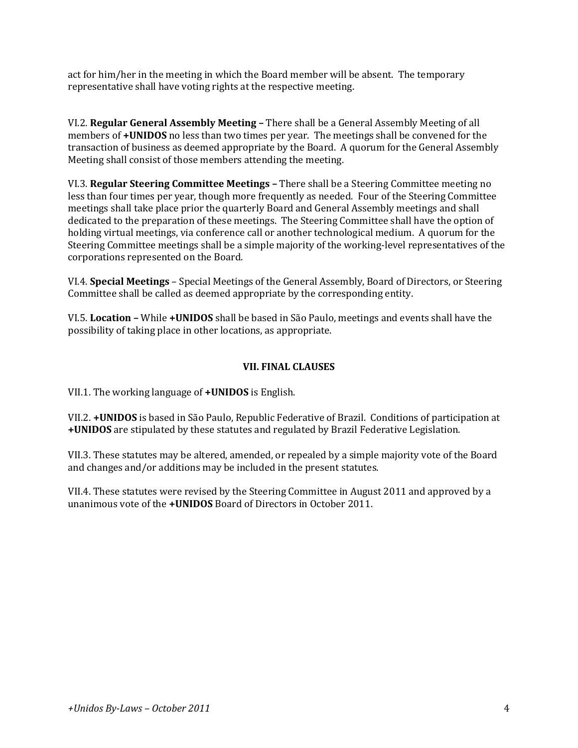act for him/her in the meeting in which the Board member will be absent. The temporary representative shall have voting rights at the respective meeting.

VI.2. **Regular General Assembly Meeting –** There shall be a General Assembly Meeting of all members of **+UNIDOS** no less than two times per year. The meetings shall be convened for the transaction of business as deemed appropriate by the Board. A quorum for the General Assembly Meeting shall consist of those members attending the meeting.

VI.3. **Regular Steering Committee Meetings –** There shall be a Steering Committee meeting no less than four times per year, though more frequently as needed. Four of the Steering Committee meetings shall take place prior the quarterly Board and General Assembly meetings and shall dedicated to the preparation of these meetings. The Steering Committee shall have the option of holding virtual meetings, via conference call or another technological medium. A quorum for the Steering Committee meetings shall be a simple majority of the working-level representatives of the corporations represented on the Board.

VI.4. **Special Meetings** – Special Meetings of the General Assembly, Board of Directors, or Steering Committee shall be called as deemed appropriate by the corresponding entity.

VI.5. **Location –** While **+UNIDOS** shall be based in São Paulo, meetings and events shall have the possibility of taking place in other locations, as appropriate.

## VII. FINAL CLAUSES

VII.1. The working language of **+UNIDOS** is English.

VII.2. **+UNIDOS** is based in São Paulo, Republic Federative of Brazil. Conditions of participation at **+UNIDOS** are stipulated by these statutes and regulated by Brazil Federative Legislation.

VII.3. These statutes may be altered, amended, or repealed by a simple majority vote of the Board and changes and/or additions may be included in the present statutes.

VII.4. These statutes were revised by the Steering Committee in August 2011 and approved by a unanimous vote of the **+UNIDOS** Board of Directors in October 2011.